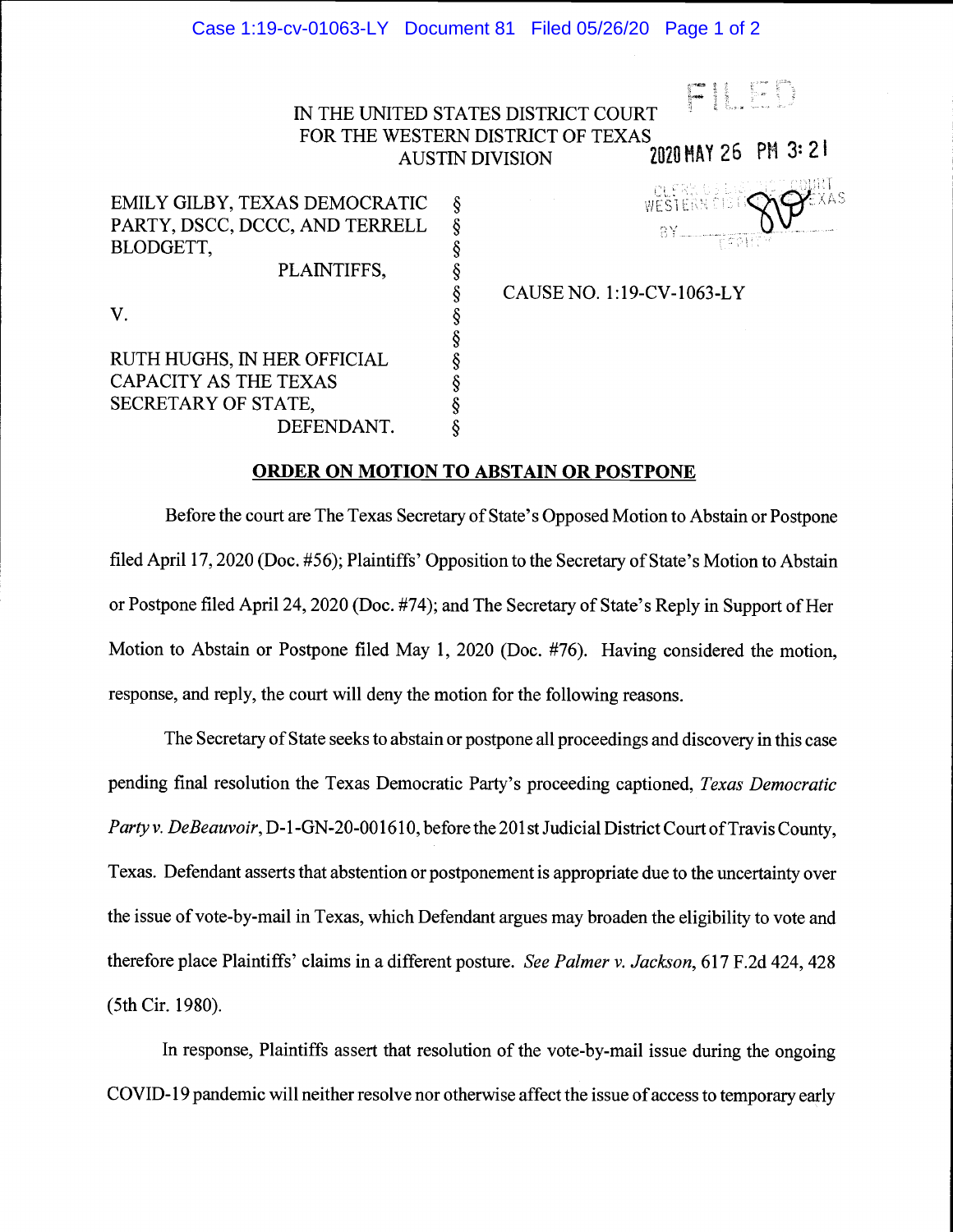IN THE UNITED STATES DISTRICT COURT
FOR THE WESTERN DISTRICT OF TEXAS
AUSTIN DIVISION

FILED
2020 MAY 26 PM 3:21
CLERK, U.S. DISTRICT COURT
WESTERN DISTRICT OF TEXAS
BY ____________
DEPUTY

| | | |
|---|---|---|
| EMILY GILBY, TEXAS DEMOCRATIC PARTY, DSCC, DCCC, AND TERRELL BLODGETT, PLAINTIFFS, | § | |
| V. | § | CAUSE NO. 1:19-CV-1063-LY |
| RUTH HUGHS, IN HER OFFICIAL CAPACITY AS THE TEXAS SECRETARY OF STATE, DEFENDANT. | § | |

**ORDER ON MOTION TO ABSTAIN OR POSTPONE**

Before the court are The Texas Secretary of State's Opposed Motion to Abstain or Postpone filed April 17, 2020 (Doc. #56); Plaintiffs' Opposition to the Secretary of State's Motion to Abstain or Postpone filed April 24, 2020 (Doc. #74); and The Secretary of State's Reply in Support of Her Motion to Abstain or Postpone filed May 1, 2020 (Doc. #76). Having considered the motion, response, and reply, the court will deny the motion for the following reasons.

The Secretary of State seeks to abstain or postpone all proceedings and discovery in this case pending final resolution the Texas Democratic Party's proceeding captioned, *Texas Democratic Party v. DeBeauvoir*, D-1-GN-20-001610, before the 201st Judicial District Court of Travis County, Texas. Defendant asserts that abstention or postponement is appropriate due to the uncertainty over the issue of vote-by-mail in Texas, which Defendant argues may broaden the eligibility to vote and therefore place Plaintiffs' claims in a different posture. *See Palmer v. Jackson*, 617 F.2d 424, 428 (5th Cir. 1980).

In response, Plaintiffs assert that resolution of the vote-by-mail issue during the ongoing COVID-19 pandemic will neither resolve nor otherwise affect the issue of access to temporary early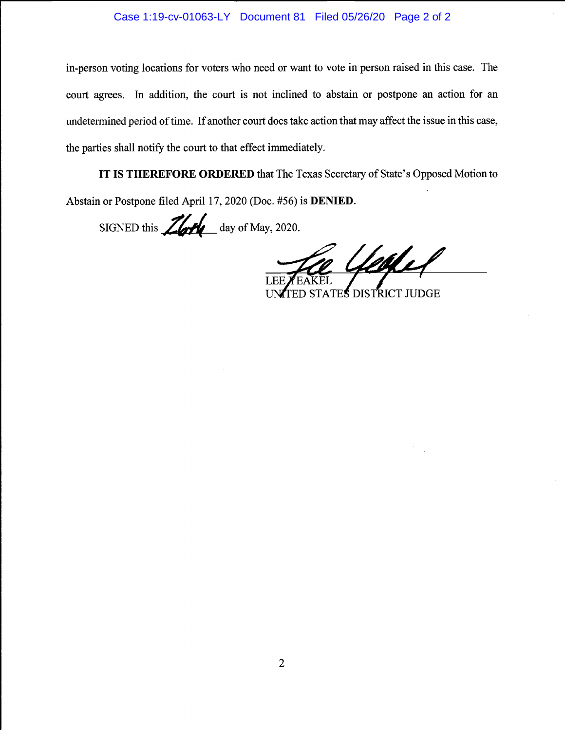in-person voting locations for voters who need or want to vote in person raised in this case. The court agrees. In addition, the court is not inclined to abstain or postpone an action for an undetermined period of time. If another court does take action that may affect the issue in this case, the parties shall notify the court to that effect immediately.

**IT IS THEREFORE ORDERED** that The Texas Secretary of State's Opposed Motion to Abstain or Postpone filed April 17, 2020 (Doc. #56) is **DENIED**.

SIGNED this 26th day of May, 2020.

LEE YEAKEL
UNITED STATES DISTRICT JUDGE